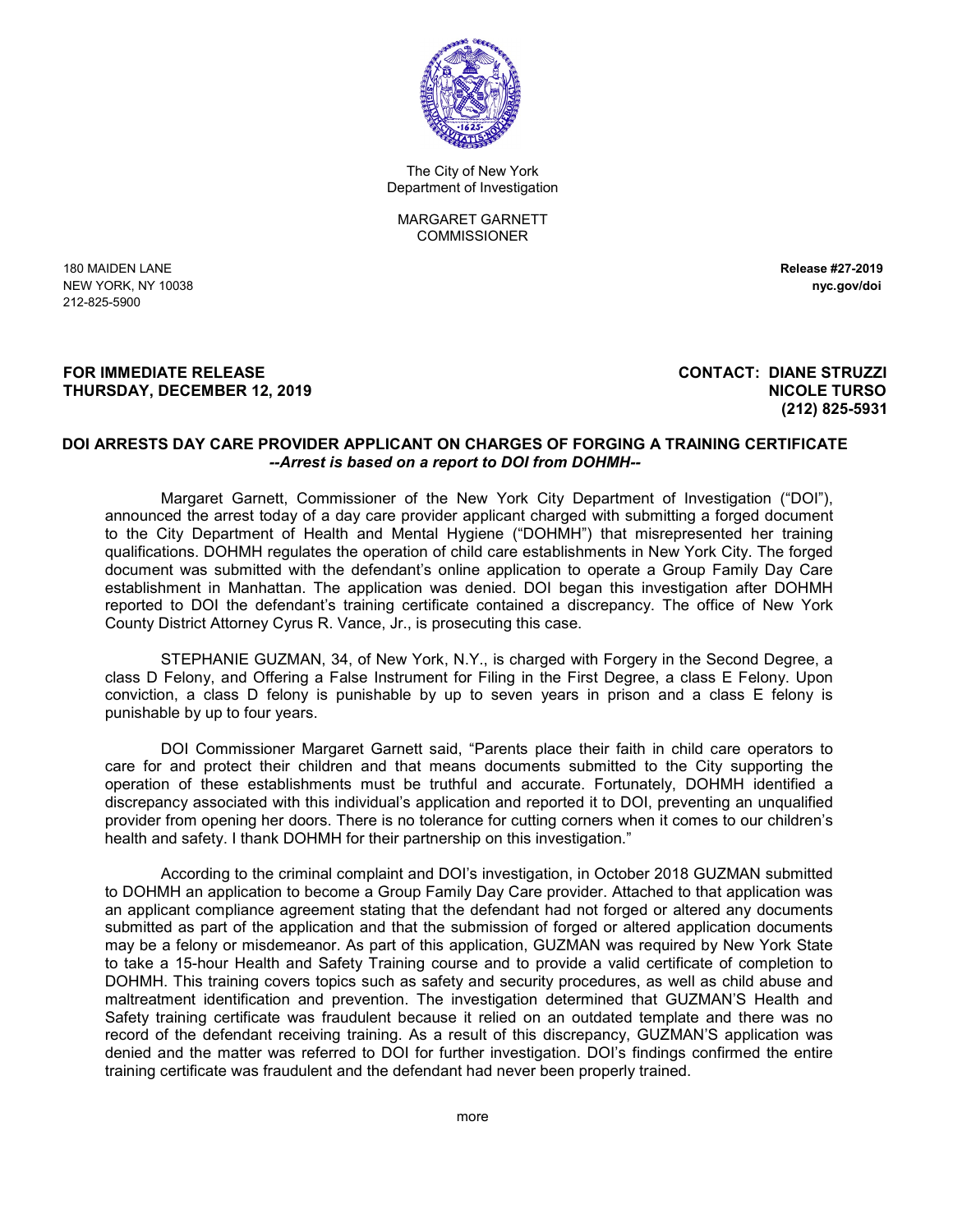The City of New York
Department of Investigation

MARGARET GARNETT
COMMISSIONER

180 MAIDEN LANE
NEW YORK, NY 10038
212-825-5900

**Release #27-2019**
**nyc.gov/doi**

**FOR IMMEDIATE RELEASE**
**THURSDAY, DECEMBER 12, 2019**

**CONTACT: DIANE STRUZZI**
**NICOLE TURSO**
**(212) 825-5931**

## DOI ARRESTS DAY CARE PROVIDER APPLICANT ON CHARGES OF FORGING A TRAINING CERTIFICATE

***--Arrest is based on a report to DOI from DOHMH--***

Margaret Garnett, Commissioner of the New York City Department of Investigation ("DOI"), announced the arrest today of a day care provider applicant charged with submitting a forged document to the City Department of Health and Mental Hygiene ("DOHMH") that misrepresented her training qualifications. DOHMH regulates the operation of child care establishments in New York City. The forged document was submitted with the defendant's online application to operate a Group Family Day Care establishment in Manhattan. The application was denied. DOI began this investigation after DOHMH reported to DOI the defendant's training certificate contained a discrepancy. The office of New York County District Attorney Cyrus R. Vance, Jr., is prosecuting this case.

STEPHANIE GUZMAN, 34, of New York, N.Y., is charged with Forgery in the Second Degree, a class D Felony, and Offering a False Instrument for Filing in the First Degree, a class E Felony. Upon conviction, a class D felony is punishable by up to seven years in prison and a class E felony is punishable by up to four years.

DOI Commissioner Margaret Garnett said, "Parents place their faith in child care operators to care for and protect their children and that means documents submitted to the City supporting the operation of these establishments must be truthful and accurate. Fortunately, DOHMH identified a discrepancy associated with this individual's application and reported it to DOI, preventing an unqualified provider from opening her doors. There is no tolerance for cutting corners when it comes to our children's health and safety. I thank DOHMH for their partnership on this investigation."

According to the criminal complaint and DOI's investigation, in October 2018 GUZMAN submitted to DOHMH an application to become a Group Family Day Care provider. Attached to that application was an applicant compliance agreement stating that the defendant had not forged or altered any documents submitted as part of the application and that the submission of forged or altered application documents may be a felony or misdemeanor. As part of this application, GUZMAN was required by New York State to take a 15-hour Health and Safety Training course and to provide a valid certificate of completion to DOHMH. This training covers topics such as safety and security procedures, as well as child abuse and maltreatment identification and prevention. The investigation determined that GUZMAN'S Health and Safety training certificate was fraudulent because it relied on an outdated template and there was no record of the defendant receiving training. As a result of this discrepancy, GUZMAN'S application was denied and the matter was referred to DOI for further investigation. DOI's findings confirmed the entire training certificate was fraudulent and the defendant had never been properly trained.

more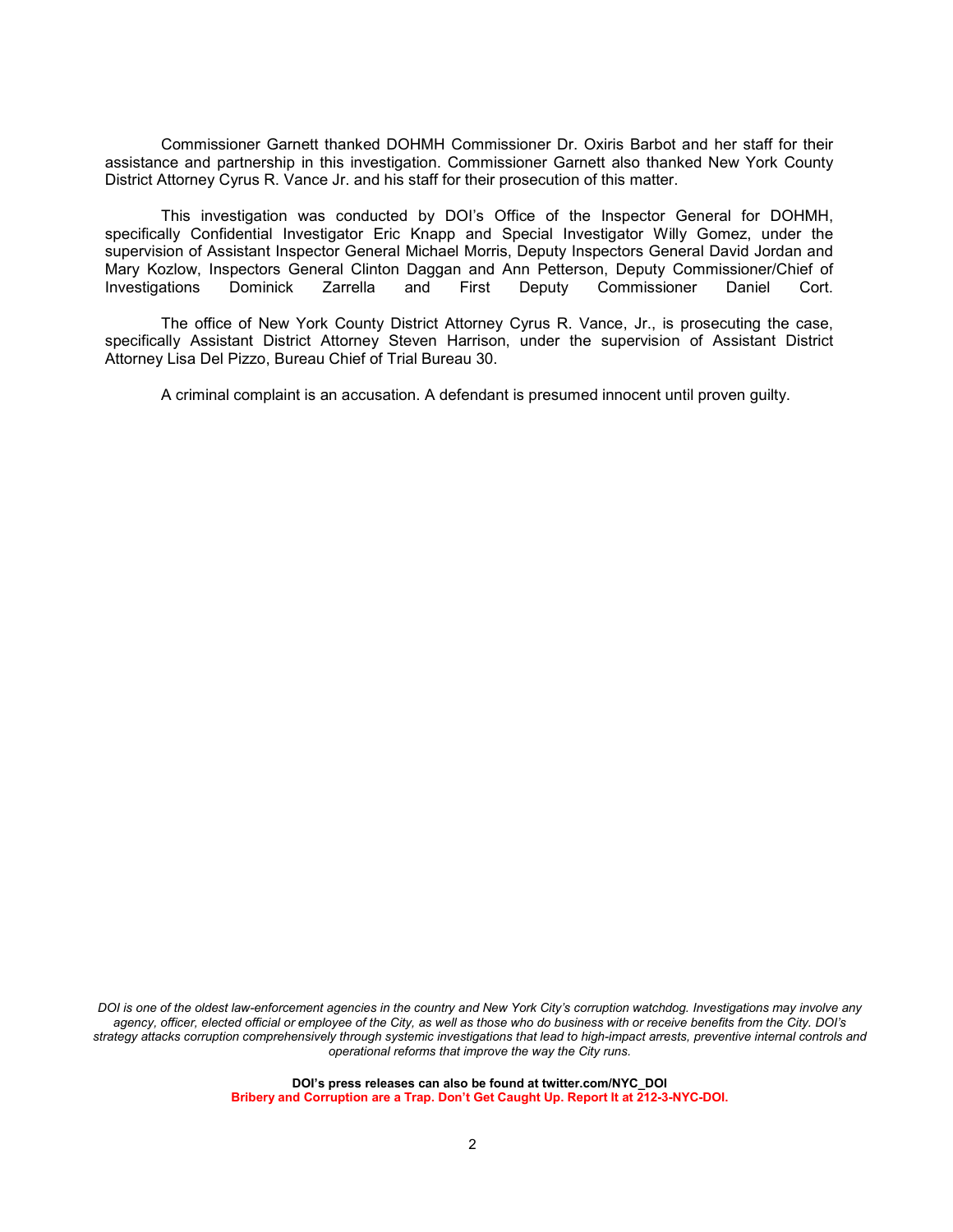Commissioner Garnett thanked DOHMH Commissioner Dr. Oxiris Barbot and her staff for their assistance and partnership in this investigation. Commissioner Garnett also thanked New York County District Attorney Cyrus R. Vance Jr. and his staff for their prosecution of this matter.

This investigation was conducted by DOI's Office of the Inspector General for DOHMH, specifically Confidential Investigator Eric Knapp and Special Investigator Willy Gomez, under the supervision of Assistant Inspector General Michael Morris, Deputy Inspectors General David Jordan and Mary Kozlow, Inspectors General Clinton Daggan and Ann Petterson, Deputy Commissioner/Chief of Investigations Dominick Zarrella and First Deputy Commissioner Daniel Cort.

The office of New York County District Attorney Cyrus R. Vance, Jr., is prosecuting the case, specifically Assistant District Attorney Steven Harrison, under the supervision of Assistant District Attorney Lisa Del Pizzo, Bureau Chief of Trial Bureau 30.

A criminal complaint is an accusation. A defendant is presumed innocent until proven guilty.

*DOI is one of the oldest law-enforcement agencies in the country and New York City's corruption watchdog. Investigations may involve any agency, officer, elected official or employee of the City, as well as those who do business with or receive benefits from the City. DOI's strategy attacks corruption comprehensively through systemic investigations that lead to high-impact arrests, preventive internal controls and operational reforms that improve the way the City runs.*

**DOI's press releases can also be found at twitter.com/NYC_DOI**

**Bribery and Corruption are a Trap. Don't Get Caught Up. Report It at 212-3-NYC-DOI.**